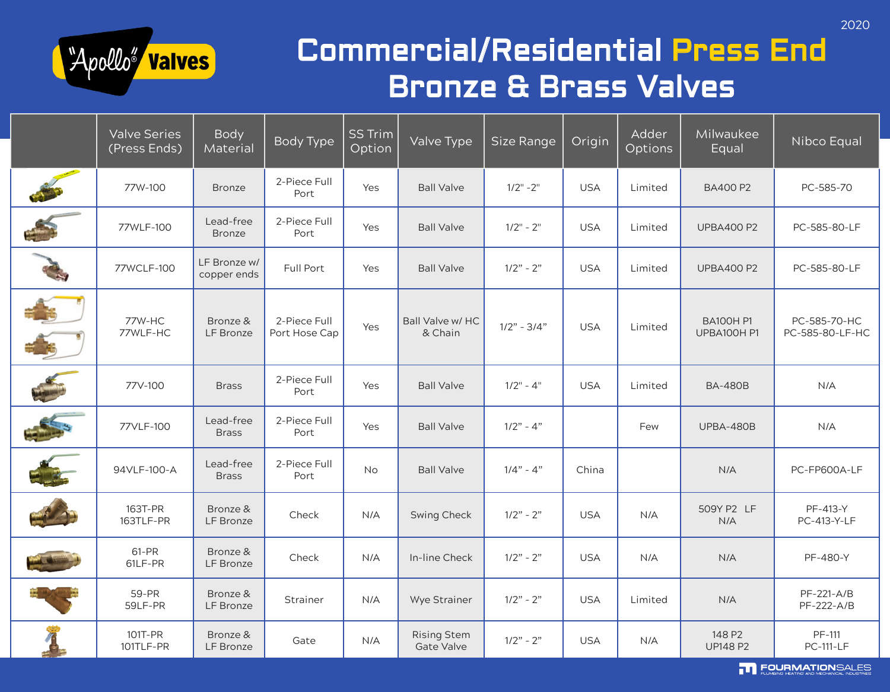2020

"Apollo"® Valves

# Commercial/Residential Press End Bronze & Brass Valves

| | Valve Series (Press Ends) | Body Material | Body Type | SS Trim Option | Valve Type | Size Range | Origin | Adder Options | Milwaukee Equal | Nibco Equal |
|---|---|---|---|---|---|---|---|---|---|---|
| | 77W-100 | Bronze | 2-Piece Full Port | Yes | Ball Valve | 1/2" -2" | USA | Limited | BA400 P2 | PC-585-70 |
| | 77WLF-100 | Lead-free Bronze | 2-Piece Full Port | Yes | Ball Valve | 1/2" - 2" | USA | Limited | UPBA400 P2 | PC-585-80-LF |
| | 77WCLF-100 | LF Bronze w/ copper ends | Full Port | Yes | Ball Valve | 1/2" - 2" | USA | Limited | UPBA400 P2 | PC-585-80-LF |
| | 77W-HC 77WLF-HC | Bronze & LF Bronze | 2-Piece Full Port Hose Cap | Yes | Ball Valve w/ HC & Chain | 1/2" - 3/4" | USA | Limited | BA100H P1 UPBA100H P1 | PC-585-70-HC PC-585-80-LF-HC |
| | 77V-100 | Brass | 2-Piece Full Port | Yes | Ball Valve | 1/2" - 4" | USA | Limited | BA-480B | N/A |
| | 77VLF-100 | Lead-free Brass | 2-Piece Full Port | Yes | Ball Valve | 1/2" - 4" | | Few | UPBA-480B | N/A |
| | 94VLF-100-A | Lead-free Brass | 2-Piece Full Port | No | Ball Valve | 1/4" - 4" | China | | N/A | PC-FP600A-LF |
| | 163T-PR 163TLF-PR | Bronze & LF Bronze | Check | N/A | Swing Check | 1/2" - 2" | USA | N/A | 509Y P2 LF N/A | PF-413-Y PC-413-Y-LF |
| | 61-PR 61LF-PR | Bronze & LF Bronze | Check | N/A | In-line Check | 1/2" - 2" | USA | N/A | N/A | PF-480-Y |
| | 59-PR 59LF-PR | Bronze & LF Bronze | Strainer | N/A | Wye Strainer | 1/2" - 2" | USA | Limited | N/A | PF-221-A/B PF-222-A/B |
| | 101T-PR 101TLF-PR | Bronze & LF Bronze | Gate | N/A | Rising Stem Gate Valve | 1/2" - 2" | USA | N/A | 148 P2 UP148 P2 | PF-111 PC-111-LF |

FOURMATIONSALES
PLUMBING HEATING AND MECHANICAL INDUSTRIES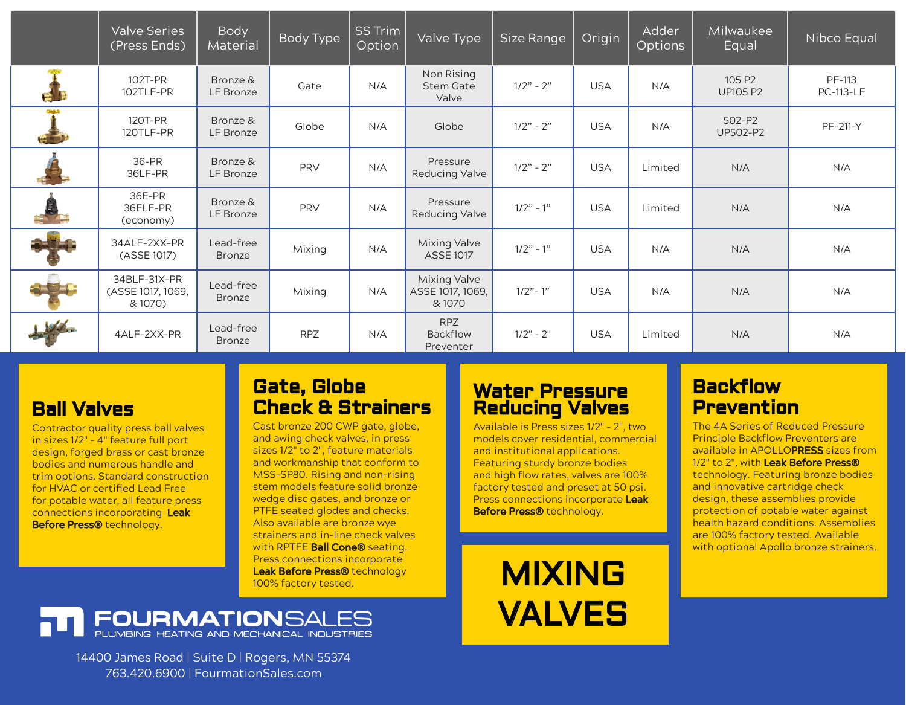| | Valve Series (Press Ends) | Body Material | Body Type | SS Trim Option | Valve Type | Size Range | Origin | Adder Options | Milwaukee Equal | Nibco Equal |
|---|---|---|---|---|---|---|---|---|---|---|
| | 102T-PR 102TLF-PR | Bronze & LF Bronze | Gate | N/A | Non Rising Stem Gate Valve | 1/2" - 2" | USA | N/A | 105 P2 UP105 P2 | PF-113 PC-113-LF |
| | 120T-PR 120TLF-PR | Bronze & LF Bronze | Globe | N/A | Globe | 1/2" - 2" | USA | N/A | 502-P2 UP502-P2 | PF-211-Y |
| | 36-PR 36LF-PR | Bronze & LF Bronze | PRV | N/A | Pressure Reducing Valve | 1/2" - 2" | USA | Limited | N/A | N/A |
| | 36E-PR 36ELF-PR (economy) | Bronze & LF Bronze | PRV | N/A | Pressure Reducing Valve | 1/2" - 1" | USA | Limited | N/A | N/A |
| | 34ALF-2XX-PR (ASSE 1017) | Lead-free Bronze | Mixing | N/A | Mixing Valve ASSE 1017 | 1/2" - 1" | USA | N/A | N/A | N/A |
| | 34BLF-31X-PR (ASSE 1017, 1069, & 1070) | Lead-free Bronze | Mixing | N/A | Mixing Valve ASSE 1017, 1069, & 1070 | 1/2"- 1" | USA | N/A | N/A | N/A |
| | 4ALF-2XX-PR | Lead-free Bronze | RPZ | N/A | RPZ Backflow Preventer | 1/2" - 2" | USA | Limited | N/A | N/A |

## Ball Valves

Contractor quality press ball valves in sizes 1/2" - 4" feature full port design, forged brass or cast bronze bodies and numerous handle and trim options. Standard construction for HVAC or certified Lead Free for potable water, all feature press connections incorporating **Leak Before Press®** technology.

## Gate, Globe Check & Strainers

Cast bronze 200 CWP gate, globe, and awing check valves, in press sizes 1/2" to 2", feature materials and workmanship that conform to MSS-SP80. Rising and non-rising stem models feature solid bronze wedge disc gates, and bronze or PTFE seated glodes and checks. Also available are bronze wye strainers and in-line check valves with RPTFE **Ball Cone®** seating. Press connections incorporate **Leak Before Press®** technology 100% factory tested.

## Water Pressure Reducing Valves

Available is Press sizes 1/2" - 2", two models cover residential, commercial and institutional applications. Featuring sturdy bronze bodies and high flow rates, valves are 100% factory tested and preset at 50 psi. Press connections incorporate **Leak Before Press®** technology.

## MIXING VALVES

## Backflow Prevention

The 4A Series of Reduced Pressure Principle Backflow Preventers are available in APOLLO**PRESS** sizes from 1/2" to 2", with **Leak Before Press®** technology. Featuring bronze bodies and innovative cartridge check design, these assemblies provide protection of potable water against health hazard conditions. Assemblies are 100% factory tested. Available with optional Apollo bronze strainers.

**FOURMATIONSALES**
PLUMBING HEATING AND MECHANICAL INDUSTRIES

14400 James Road | Suite D | Rogers, MN 55374
763.420.6900 | FourmationSales.com